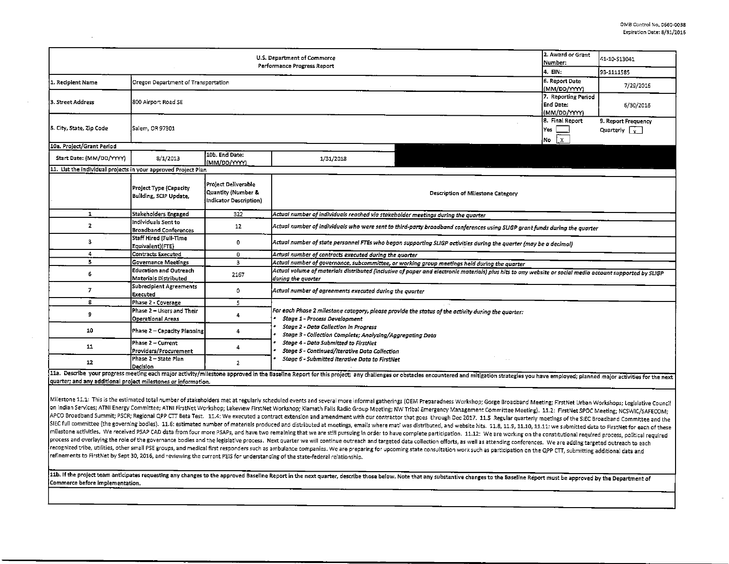OMB Control No. 0660-0038
Expiration Date: 8/31/2016

| U.S. Department of Commerce<br>Performance Progress Report | | | | 2. Award or Grant Number: | 41-10-S13041 |
|---|---|---|---|---|---|
| | | | | 4. EIN: | 93-1111585 |
| 1. Recipient Name | Oregon Department of Transportation | | | 6. Report Date (MM/DD/YYYY) | 7/29/2016 |
| 3. Street Address | 800 Airport Road SE | | | 7. Reporting Period End Date: (MM/DD/YYYY) | 6/30/2016 |
| 5. City, State, Zip Code | Salem, OR 97301 | | | 8. Final Report<br>Yes [ ]<br>No [X] | 9. Report Frequency<br>Quarterly [x] |
| 10a. Project/Grant Period | | | | | |
| Start Date: (MM/DD/YYYY) | 8/1/2013 | 10b. End Date: (MM/DD/YYYY) | 1/31/2018 | | |

11. List the individual projects in your approved Project Plan

| | Project Type (Capacity Building, SCIP Update, | Project Deliverable Quantity (Number & Indicator Description) | Description of Milestone Category |
|---|---|---|---|
| 1 | Stakeholders Engaged | 322 | *Actual number of individuals reached via stakeholder meetings during the quarter* |
| 2 | Individuals Sent to Broadband Conferences | 12 | *Actual number of individuals who were sent to third-party broadband conferences using SLIGP grant funds during the quarter* |
| 3 | Staff Hired (Full-Time Equivalent)(FTE) | 0 | *Actual number of state personnel FTEs who began supporting SLIGP activities during the quarter (may be a decimal)* |
| 4 | Contracts Executed | 0 | *Actual number of contracts executed during the quarter* |
| 5 | Governance Meetings | 3 | *Actual number of governance, subcommittee, or working group meetings held during the quarter* |
| 6 | Education and Outreach Materials Distributed | 2167 | *Actual volume of materials distributed (inclusive of paper and electronic materials) plus hits to any website or social media account supported by SLIGP during the quarter* |
| 7 | Subrecipient Agreements Executed | 0 | *Actual number of agreements executed during the quarter* |
| 8 | Phase 2 - Coverage | 5 | *For each Phase 2 milestone category, please provide the status of the activity during the quarter:*<br>• *Stage 1 - Process Development*<br>• *Stage 2 - Data Collection in Progress*<br>• *Stage 3 - Collection Complete; Analyzing/Aggregating Data*<br>• *Stage 4 - Data Submitted to FirstNet*<br>• *Stage 5 - Continued/Iterative Data Collection*<br>• *Stage 6 - Submitted Iterative Data to FirstNet* |
| 9 | Phase 2 – Users and Their Operational Areas | 4 | |
| 10 | Phase 2 – Capacity Planning | 4 | |
| 11 | Phase 2 – Current Providers/Procurement | 4 | |
| 12 | Phase 2 – State Plan Decision | 2 | |

**11a. Describe your progress meeting each major activity/milestone approved in the Baseline Report for this project; any challenges or obstacles encountered and mitigation strategies you have employed; planned major activities for the next quarter; and any additional project milestones or information.**

Milestone 11.1: This is the estimated total number of stakeholders met at regularly scheduled events and several more informal gatherings (OEM Preparedness Workshop; Gorge Broadband Meeting; FirstNet Urban Workshops; Legislative Council on Indian Services; ATNI Energy Committee; ATNI FirstNet Workshop; Lakeview FirstNet Workshop; Klamath Falls Radio Group Meeting; NW Tribal Emergency Management Committee Meeting). 11.2: FirstNet SPOC Meeting; NCSWIC/SAFECOM; APCO Broadband Summit; PSCR; Regional QPP CTT Beta Test. 11.4: We executed a contract extension and amendment with our contractor that goes through Dec 2017. 11.5 Regular quarterly meetings of the SIEC Broadband Committee and the SIEC full committee (the governing bodies). 11.6: estimated number of materials produced and distributed at meetings, emails where mat'l was distributed, and website hits. 11.8, 11.9, 11.10, 11.11: we submitted data to FirstNet for each of these milestone activities. We received PSAP CAD data from four more PSAPs, and have two remaining that we are still pursuing in order to have complete participation. 11.12: We are working on the constitutional required process, political required process and overlaying the role of the governance bodies and the legislative process. Next quarter we will continue outreach and targeted data collection efforts, as well as attending conferences. We are adding targeted outreach to each recognized tribe, utilities, other small PSE groups, and medical first responders such as ambulance companies. We are preparing for upcoming state consultation work such as participation on the QPP CTT, submitting additional data and refinements to FirstNet by Sept 30, 2016, and reviewing the current PEIS for understanding of the state-federal relationship.

**11b. If the project team anticipates requesting any changes to the approved Baseline Report in the next quarter, describe those below. Note that any substantive changes to the Baseline Report must be approved by the Department of Commerce before implementation.**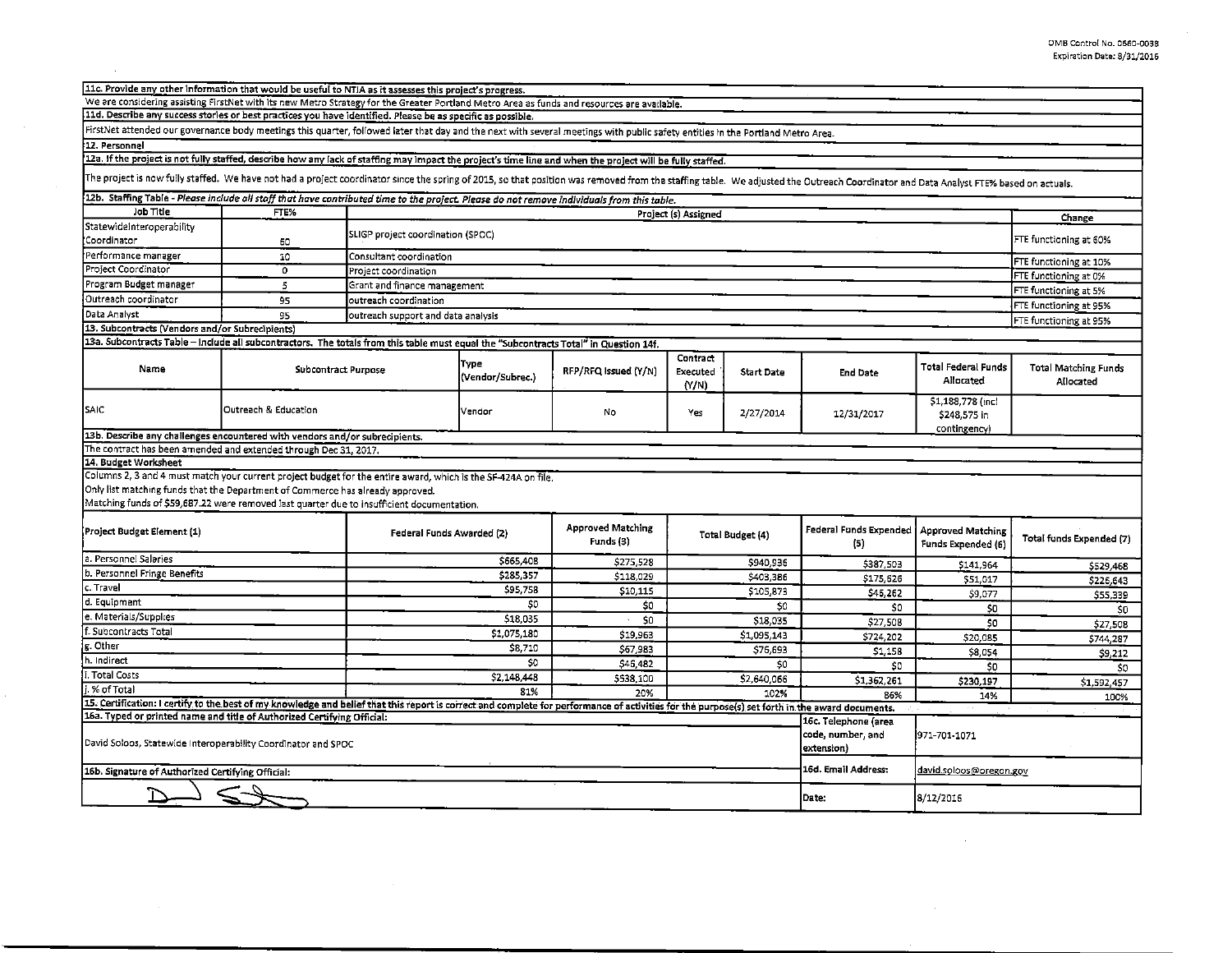OMB Control No. 0660-0038
Expiration Date: 8/31/2016

**11c. Provide any other information that would be useful to NTIA as it assesses this project's progress.**

We are considering assisting FirstNet with its new Metro Strategy for the Greater Portland Metro Area as funds and resources are available.

**11d. Describe any success stories or best practices you have identified. Please be as specific as possible.**

FirstNet attended our governance body meetings this quarter, followed later that day and the next with several meetings with public safety entities in the Portland Metro Area.

**12. Personnel**

**12a. If the project is not fully staffed, describe how any lack of staffing may impact the project's time line and when the project will be fully staffed.**

The project is now fully staffed. We have not had a project coordinator since the spring of 2015, so that position was removed from the staffing table. We adjusted the Outreach Coordinator and Data Analyst FTE% based on actuals.

**12b. Staffing Table** - *Please include all staff that have contributed time to the project. Please do not remove individuals from this table.*

| Job Title | FTE% | Project (s) Assigned | Change |
|---|---|---|---|
| Statewideinteroperability Coordinator | 60 | SLIGP project coordination (SPOC) | FTE functioning at 60% |
| Performance manager | 10 | Consultant coordination | FTE functioning at 10% |
| Project Coordinator | 0 | Project coordination | FTE functioning at 0% |
| Program Budget manager | 5 | Grant and finance management | FTE functioning at 5% |
| Outreach coordinator | 95 | outreach coordination | FTE functioning at 95% |
| Data Analyst | 95 | outreach support and data analysis | FTE functioning at 95% |

**13. Subcontracts (Vendors and/or Subrecipients)**

**13a. Subcontracts Table – Include all subcontractors. The totals from this table must equal the "Subcontracts Total" in Question 14f.**

| Name | Subcontract Purpose | Type (Vendor/Subrec.) | RFP/RFQ Issued (Y/N) | Contract Executed (Y/N) | Start Date | End Date | Total Federal Funds Allocated | Total Matching Funds Allocated |
|---|---|---|---|---|---|---|---|---|
| SAIC | Outreach & Education | Vendor | No | Yes | 2/27/2014 | 12/31/2017 | $1,188,778 (incl $248,575 in contingency) | |

**13b. Describe any challenges encountered with vendors and/or subrecipients.**

The contract has been amended and extended through Dec 31, 2017.

**14. Budget Worksheet**

Columns 2, 3 and 4 must match your current project budget for the entire award, which is the SF-424A on file.
Only list matching funds that the Department of Commerce has already approved.
Matching funds of $59,687.22 were removed last quarter due to insufficient documentation.

| Project Budget Element (1) | Federal Funds Awarded (2) | Approved Matching Funds (3) | Total Budget (4) | Federal Funds Expended (5) | Approved Matching Funds Expended (6) | Total funds Expended (7) |
|---|---|---|---|---|---|---|
| a. Personnel Salaries | $665,408 | $275,528 | $940,936 | $387,503 | $141,964 | $529,468 |
| b. Personnel Fringe Benefits | $285,357 | $118,029 | $403,386 | $175,626 | $51,017 | $226,643 |
| c. Travel | $95,758 | $10,115 | $105,873 | $46,262 | $9,077 | $55,339 |
| d. Equipment | $0 | $0 | $0 | $0 | $0 | $0 |
| e. Materials/Supplies | $18,035 | $0 | $18,035 | $27,508 | $0 | $27,508 |
| f. Subcontracts Total | $1,075,180 | $19,963 | $1,095,143 | $724,202 | $20,085 | $744,287 |
| g. Other | $8,710 | $67,983 | $76,693 | $1,158 | $8,054 | $9,212 |
| h. Indirect | $0 | $46,482 | $0 | $0 | $0 | $0 |
| i. Total Costs | $2,148,448 | $538,100 | $2,640,066 | $1,362,261 | $230,197 | $1,592,457 |
| j. % of Total | 81% | 20% | 102% | 86% | 14% | 100% |

**15. Certification: I certify to the best of my knowledge and belief that this report is correct and complete for performance of activities for the purpose(s) set forth in the award documents.**

| | | | |
|---|---|---|---|
| **16a. Typed or printed name and title of Authorized Certifying Official:** David Soloos, Statewide Interoperability Coordinator and SPOC | | 16c. Telephone (area code, number, and extension) | 971-701-1071 |
| **16b. Signature of Authorized Certifying Official:** | | 16d. Email Address: | david.soloos@oregon.gov |
| | | Date: | 8/12/2016 |